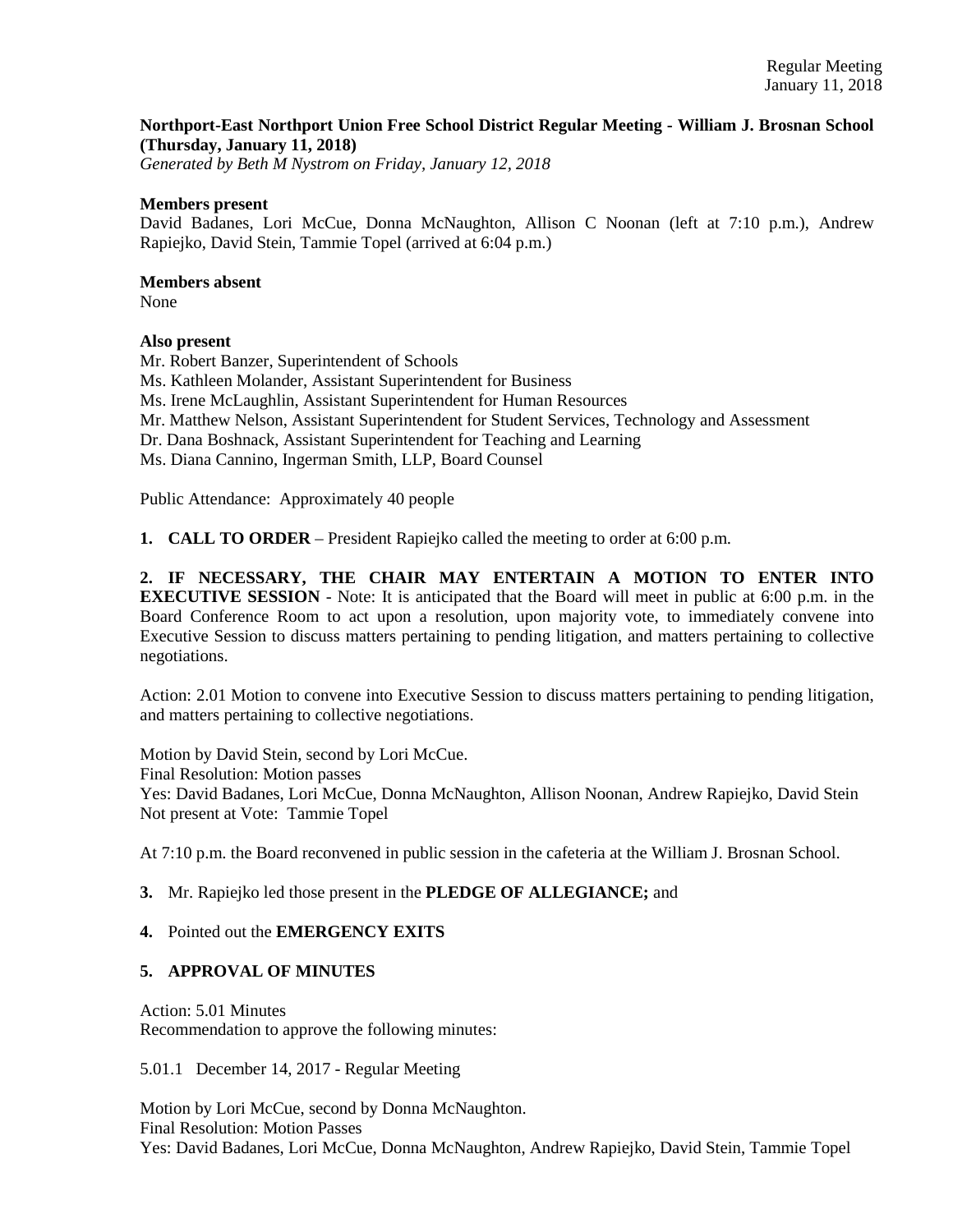**Northport-East Northport Union Free School District Regular Meeting - William J. Brosnan School (Thursday, January 11, 2018)**
*Generated by Beth M Nystrom on Friday, January 12, 2018*

**Members present**
David Badanes, Lori McCue, Donna McNaughton, Allison C Noonan (left at 7:10 p.m.), Andrew Rapiejko, David Stein, Tammie Topel (arrived at 6:04 p.m.)

**Members absent**
None

**Also present**
Mr. Robert Banzer, Superintendent of Schools
Ms. Kathleen Molander, Assistant Superintendent for Business
Ms. Irene McLaughlin, Assistant Superintendent for Human Resources
Mr. Matthew Nelson, Assistant Superintendent for Student Services, Technology and Assessment
Dr. Dana Boshnack, Assistant Superintendent for Teaching and Learning
Ms. Diana Cannino, Ingerman Smith, LLP, Board Counsel

Public Attendance: Approximately 40 people

**1. CALL TO ORDER** – President Rapiejko called the meeting to order at 6:00 p.m.

**2. IF NECESSARY, THE CHAIR MAY ENTERTAIN A MOTION TO ENTER INTO EXECUTIVE SESSION** - Note: It is anticipated that the Board will meet in public at 6:00 p.m. in the Board Conference Room to act upon a resolution, upon majority vote, to immediately convene into Executive Session to discuss matters pertaining to pending litigation, and matters pertaining to collective negotiations.

Action: 2.01 Motion to convene into Executive Session to discuss matters pertaining to pending litigation, and matters pertaining to collective negotiations.

Motion by David Stein, second by Lori McCue.
Final Resolution: Motion passes
Yes: David Badanes, Lori McCue, Donna McNaughton, Allison Noonan, Andrew Rapiejko, David Stein
Not present at Vote: Tammie Topel

At 7:10 p.m. the Board reconvened in public session in the cafeteria at the William J. Brosnan School.

**3.** Mr. Rapiejko led those present in the **PLEDGE OF ALLEGIANCE;** and

**4.** Pointed out the **EMERGENCY EXITS**

**5. APPROVAL OF MINUTES**

Action: 5.01 Minutes
Recommendation to approve the following minutes:

5.01.1 December 14, 2017 - Regular Meeting

Motion by Lori McCue, second by Donna McNaughton.
Final Resolution: Motion Passes
Yes: David Badanes, Lori McCue, Donna McNaughton, Andrew Rapiejko, David Stein, Tammie Topel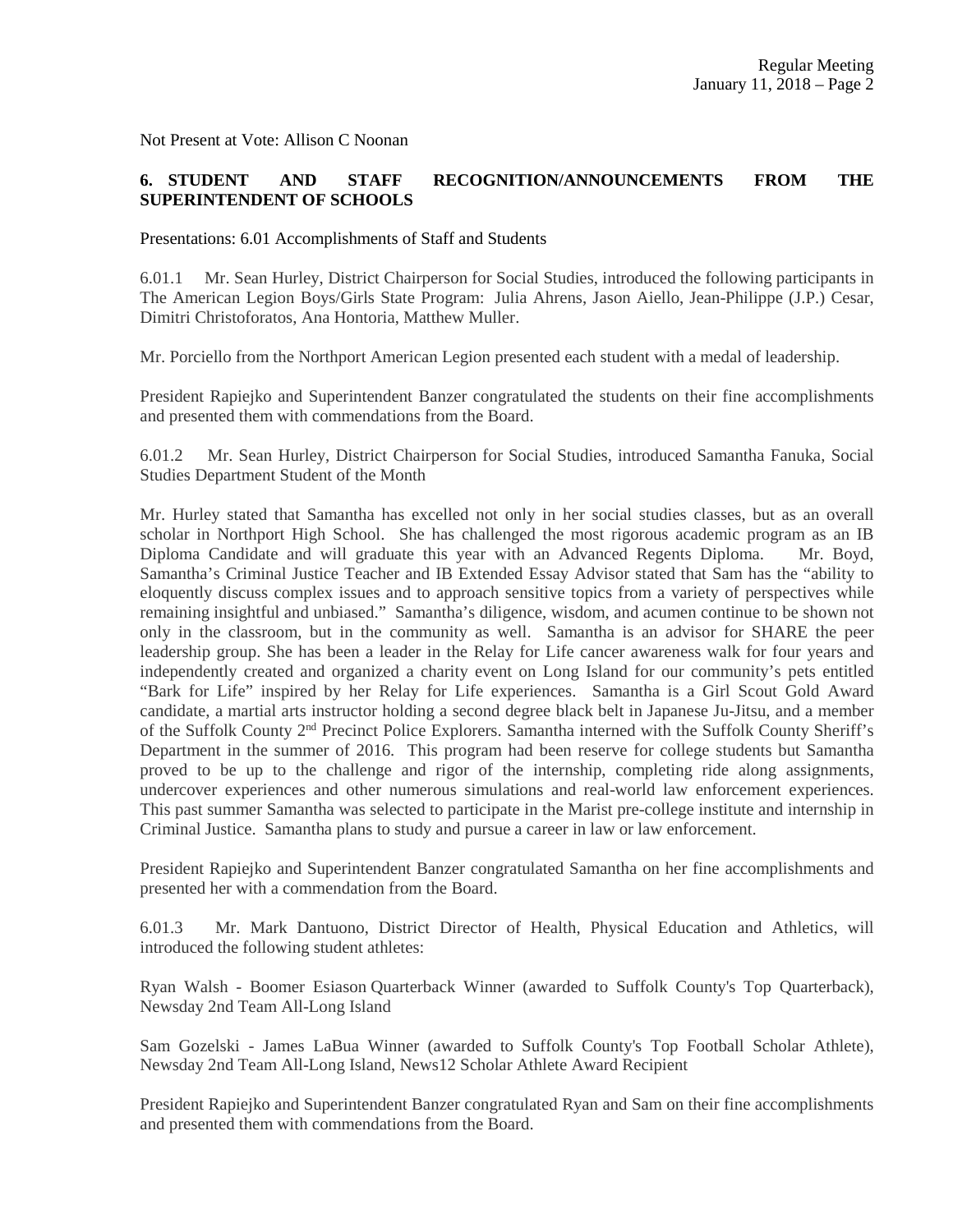Not Present at Vote: Allison C Noonan

**6. STUDENT AND STAFF RECOGNITION/ANNOUNCEMENTS FROM THE SUPERINTENDENT OF SCHOOLS**

Presentations: 6.01 Accomplishments of Staff and Students

6.01.1 Mr. Sean Hurley, District Chairperson for Social Studies, introduced the following participants in The American Legion Boys/Girls State Program: Julia Ahrens, Jason Aiello, Jean-Philippe (J.P.) Cesar, Dimitri Christoforatos, Ana Hontoria, Matthew Muller.

Mr. Porciello from the Northport American Legion presented each student with a medal of leadership.

President Rapiejko and Superintendent Banzer congratulated the students on their fine accomplishments and presented them with commendations from the Board.

6.01.2 Mr. Sean Hurley, District Chairperson for Social Studies, introduced Samantha Fanuka, Social Studies Department Student of the Month

Mr. Hurley stated that Samantha has excelled not only in her social studies classes, but as an overall scholar in Northport High School. She has challenged the most rigorous academic program as an IB Diploma Candidate and will graduate this year with an Advanced Regents Diploma. Mr. Boyd, Samantha's Criminal Justice Teacher and IB Extended Essay Advisor stated that Sam has the "ability to eloquently discuss complex issues and to approach sensitive topics from a variety of perspectives while remaining insightful and unbiased." Samantha's diligence, wisdom, and acumen continue to be shown not only in the classroom, but in the community as well. Samantha is an advisor for SHARE the peer leadership group. She has been a leader in the Relay for Life cancer awareness walk for four years and independently created and organized a charity event on Long Island for our community's pets entitled "Bark for Life" inspired by her Relay for Life experiences. Samantha is a Girl Scout Gold Award candidate, a martial arts instructor holding a second degree black belt in Japanese Ju-Jitsu, and a member of the Suffolk County 2nd Precinct Police Explorers. Samantha interned with the Suffolk County Sheriff's Department in the summer of 2016. This program had been reserve for college students but Samantha proved to be up to the challenge and rigor of the internship, completing ride along assignments, undercover experiences and other numerous simulations and real-world law enforcement experiences. This past summer Samantha was selected to participate in the Marist pre-college institute and internship in Criminal Justice. Samantha plans to study and pursue a career in law or law enforcement.

President Rapiejko and Superintendent Banzer congratulated Samantha on her fine accomplishments and presented her with a commendation from the Board.

6.01.3 Mr. Mark Dantuono, District Director of Health, Physical Education and Athletics, will introduced the following student athletes:

Ryan Walsh - Boomer Esiason Quarterback Winner (awarded to Suffolk County's Top Quarterback), Newsday 2nd Team All-Long Island

Sam Gozelski - James LaBua Winner (awarded to Suffolk County's Top Football Scholar Athlete), Newsday 2nd Team All-Long Island, News12 Scholar Athlete Award Recipient

President Rapiejko and Superintendent Banzer congratulated Ryan and Sam on their fine accomplishments and presented them with commendations from the Board.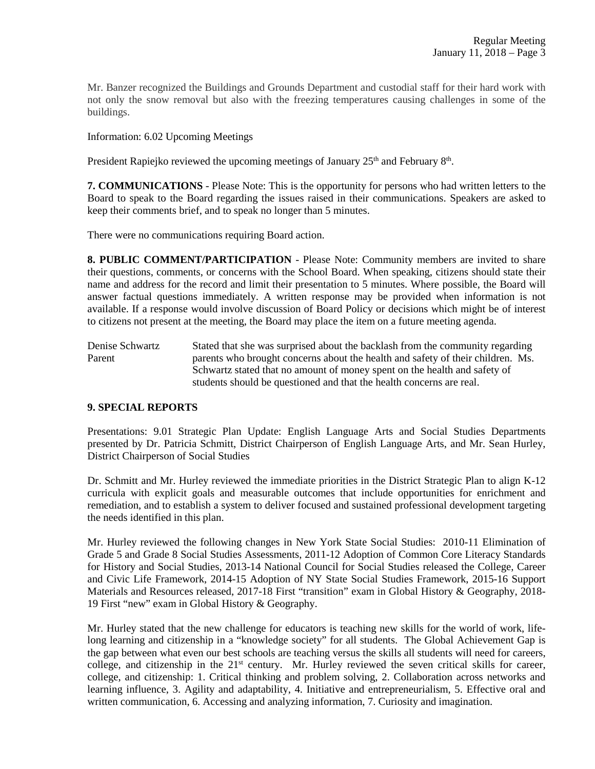Mr. Banzer recognized the Buildings and Grounds Department and custodial staff for their hard work with not only the snow removal but also with the freezing temperatures causing challenges in some of the buildings.

Information: 6.02 Upcoming Meetings

President Rapiejko reviewed the upcoming meetings of January 25th and February 8th.

**7. COMMUNICATIONS** - Please Note: This is the opportunity for persons who had written letters to the Board to speak to the Board regarding the issues raised in their communications. Speakers are asked to keep their comments brief, and to speak no longer than 5 minutes.

There were no communications requiring Board action.

**8. PUBLIC COMMENT/PARTICIPATION** - Please Note: Community members are invited to share their questions, comments, or concerns with the School Board. When speaking, citizens should state their name and address for the record and limit their presentation to 5 minutes. Where possible, the Board will answer factual questions immediately. A written response may be provided when information is not available. If a response would involve discussion of Board Policy or decisions which might be of interest to citizens not present at the meeting, the Board may place the item on a future meeting agenda.

Denise Schwartz
Parent

Stated that she was surprised about the backlash from the community regarding parents who brought concerns about the health and safety of their children. Ms. Schwartz stated that no amount of money spent on the health and safety of students should be questioned and that the health concerns are real.

**9. SPECIAL REPORTS**

Presentations: 9.01 Strategic Plan Update: English Language Arts and Social Studies Departments presented by Dr. Patricia Schmitt, District Chairperson of English Language Arts, and Mr. Sean Hurley, District Chairperson of Social Studies

Dr. Schmitt and Mr. Hurley reviewed the immediate priorities in the District Strategic Plan to align K-12 curricula with explicit goals and measurable outcomes that include opportunities for enrichment and remediation, and to establish a system to deliver focused and sustained professional development targeting the needs identified in this plan.

Mr. Hurley reviewed the following changes in New York State Social Studies: 2010-11 Elimination of Grade 5 and Grade 8 Social Studies Assessments, 2011-12 Adoption of Common Core Literacy Standards for History and Social Studies, 2013-14 National Council for Social Studies released the College, Career and Civic Life Framework, 2014-15 Adoption of NY State Social Studies Framework, 2015-16 Support Materials and Resources released, 2017-18 First "transition" exam in Global History & Geography, 2018-19 First "new" exam in Global History & Geography.

Mr. Hurley stated that the new challenge for educators is teaching new skills for the world of work, life-long learning and citizenship in a "knowledge society" for all students. The Global Achievement Gap is the gap between what even our best schools are teaching versus the skills all students will need for careers, college, and citizenship in the 21st century. Mr. Hurley reviewed the seven critical skills for career, college, and citizenship: 1. Critical thinking and problem solving, 2. Collaboration across networks and learning influence, 3. Agility and adaptability, 4. Initiative and entrepreneurialism, 5. Effective oral and written communication, 6. Accessing and analyzing information, 7. Curiosity and imagination.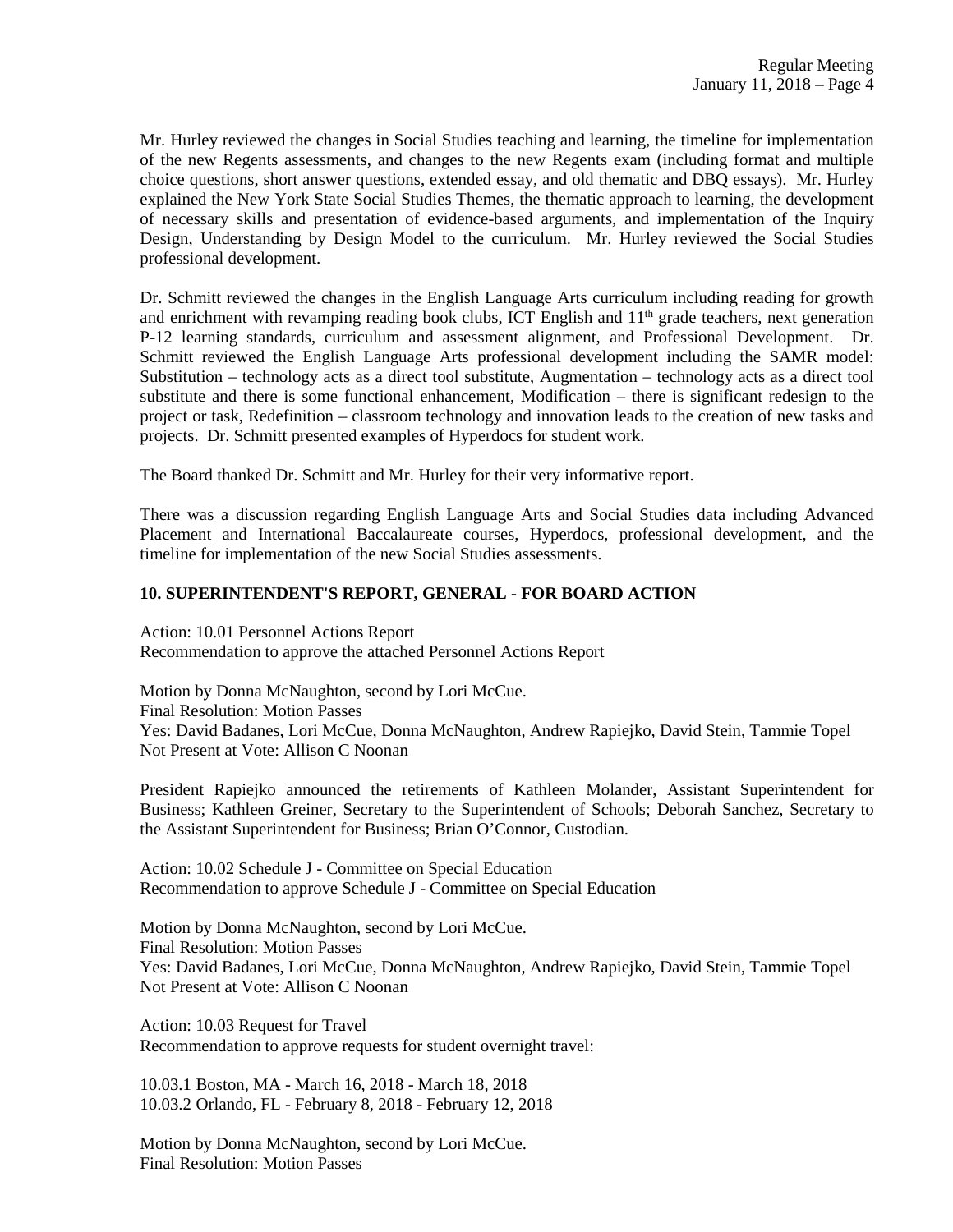Mr. Hurley reviewed the changes in Social Studies teaching and learning, the timeline for implementation of the new Regents assessments, and changes to the new Regents exam (including format and multiple choice questions, short answer questions, extended essay, and old thematic and DBQ essays). Mr. Hurley explained the New York State Social Studies Themes, the thematic approach to learning, the development of necessary skills and presentation of evidence-based arguments, and implementation of the Inquiry Design, Understanding by Design Model to the curriculum. Mr. Hurley reviewed the Social Studies professional development.

Dr. Schmitt reviewed the changes in the English Language Arts curriculum including reading for growth and enrichment with revamping reading book clubs, ICT English and 11th grade teachers, next generation P-12 learning standards, curriculum and assessment alignment, and Professional Development. Dr. Schmitt reviewed the English Language Arts professional development including the SAMR model: Substitution – technology acts as a direct tool substitute, Augmentation – technology acts as a direct tool substitute and there is some functional enhancement, Modification – there is significant redesign to the project or task, Redefinition – classroom technology and innovation leads to the creation of new tasks and projects. Dr. Schmitt presented examples of Hyperdocs for student work.

The Board thanked Dr. Schmitt and Mr. Hurley for their very informative report.

There was a discussion regarding English Language Arts and Social Studies data including Advanced Placement and International Baccalaureate courses, Hyperdocs, professional development, and the timeline for implementation of the new Social Studies assessments.

**10. SUPERINTENDENT'S REPORT, GENERAL - FOR BOARD ACTION**

Action: 10.01 Personnel Actions Report
Recommendation to approve the attached Personnel Actions Report

Motion by Donna McNaughton, second by Lori McCue.
Final Resolution: Motion Passes
Yes: David Badanes, Lori McCue, Donna McNaughton, Andrew Rapiejko, David Stein, Tammie Topel
Not Present at Vote: Allison C Noonan

President Rapiejko announced the retirements of Kathleen Molander, Assistant Superintendent for Business; Kathleen Greiner, Secretary to the Superintendent of Schools; Deborah Sanchez, Secretary to the Assistant Superintendent for Business; Brian O'Connor, Custodian.

Action: 10.02 Schedule J - Committee on Special Education
Recommendation to approve Schedule J - Committee on Special Education

Motion by Donna McNaughton, second by Lori McCue.
Final Resolution: Motion Passes
Yes: David Badanes, Lori McCue, Donna McNaughton, Andrew Rapiejko, David Stein, Tammie Topel
Not Present at Vote: Allison C Noonan

Action: 10.03 Request for Travel
Recommendation to approve requests for student overnight travel:

10.03.1 Boston, MA - March 16, 2018 - March 18, 2018
10.03.2 Orlando, FL - February 8, 2018 - February 12, 2018

Motion by Donna McNaughton, second by Lori McCue.
Final Resolution: Motion Passes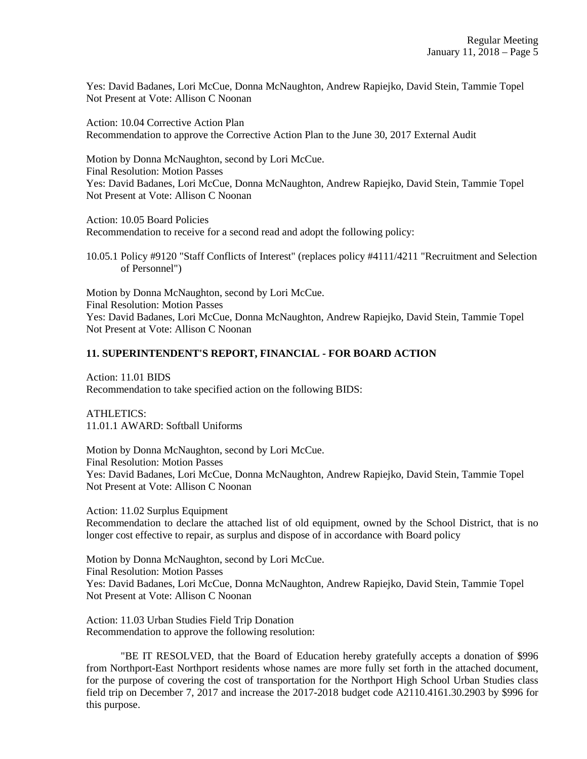Yes: David Badanes, Lori McCue, Donna McNaughton, Andrew Rapiejko, David Stein, Tammie Topel
Not Present at Vote: Allison C Noonan

Action: 10.04 Corrective Action Plan
Recommendation to approve the Corrective Action Plan to the June 30, 2017 External Audit

Motion by Donna McNaughton, second by Lori McCue.
Final Resolution: Motion Passes
Yes: David Badanes, Lori McCue, Donna McNaughton, Andrew Rapiejko, David Stein, Tammie Topel
Not Present at Vote: Allison C Noonan

Action: 10.05 Board Policies
Recommendation to receive for a second read and adopt the following policy:

10.05.1 Policy #9120 "Staff Conflicts of Interest" (replaces policy #4111/4211 "Recruitment and Selection of Personnel")

Motion by Donna McNaughton, second by Lori McCue.
Final Resolution: Motion Passes
Yes: David Badanes, Lori McCue, Donna McNaughton, Andrew Rapiejko, David Stein, Tammie Topel
Not Present at Vote: Allison C Noonan

**11. SUPERINTENDENT'S REPORT, FINANCIAL - FOR BOARD ACTION**

Action: 11.01 BIDS
Recommendation to take specified action on the following BIDS:

ATHLETICS:
11.01.1 AWARD: Softball Uniforms

Motion by Donna McNaughton, second by Lori McCue.
Final Resolution: Motion Passes
Yes: David Badanes, Lori McCue, Donna McNaughton, Andrew Rapiejko, David Stein, Tammie Topel
Not Present at Vote: Allison C Noonan

Action: 11.02 Surplus Equipment
Recommendation to declare the attached list of old equipment, owned by the School District, that is no longer cost effective to repair, as surplus and dispose of in accordance with Board policy

Motion by Donna McNaughton, second by Lori McCue.
Final Resolution: Motion Passes
Yes: David Badanes, Lori McCue, Donna McNaughton, Andrew Rapiejko, David Stein, Tammie Topel
Not Present at Vote: Allison C Noonan

Action: 11.03 Urban Studies Field Trip Donation
Recommendation to approve the following resolution:

"BE IT RESOLVED, that the Board of Education hereby gratefully accepts a donation of $996 from Northport-East Northport residents whose names are more fully set forth in the attached document, for the purpose of covering the cost of transportation for the Northport High School Urban Studies class field trip on December 7, 2017 and increase the 2017-2018 budget code A2110.4161.30.2903 by $996 for this purpose.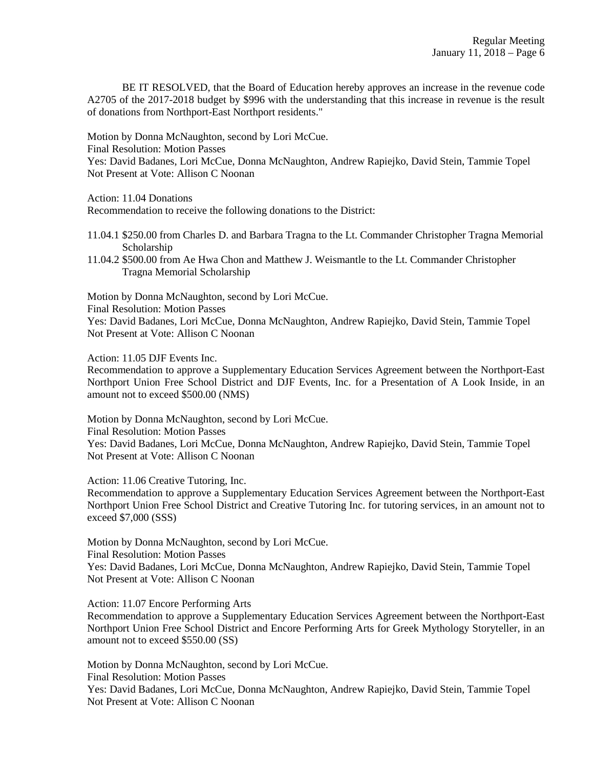BE IT RESOLVED, that the Board of Education hereby approves an increase in the revenue code A2705 of the 2017-2018 budget by $996 with the understanding that this increase in revenue is the result of donations from Northport-East Northport residents."

Motion by Donna McNaughton, second by Lori McCue.
Final Resolution: Motion Passes
Yes: David Badanes, Lori McCue, Donna McNaughton, Andrew Rapiejko, David Stein, Tammie Topel
Not Present at Vote: Allison C Noonan

Action: 11.04 Donations
Recommendation to receive the following donations to the District:

11.04.1 $250.00 from Charles D. and Barbara Tragna to the Lt. Commander Christopher Tragna Memorial Scholarship
11.04.2 $500.00 from Ae Hwa Chon and Matthew J. Weismantle to the Lt. Commander Christopher Tragna Memorial Scholarship

Motion by Donna McNaughton, second by Lori McCue.
Final Resolution: Motion Passes
Yes: David Badanes, Lori McCue, Donna McNaughton, Andrew Rapiejko, David Stein, Tammie Topel
Not Present at Vote: Allison C Noonan

Action: 11.05 DJF Events Inc.
Recommendation to approve a Supplementary Education Services Agreement between the Northport-East Northport Union Free School District and DJF Events, Inc. for a Presentation of A Look Inside, in an amount not to exceed $500.00 (NMS)

Motion by Donna McNaughton, second by Lori McCue.
Final Resolution: Motion Passes
Yes: David Badanes, Lori McCue, Donna McNaughton, Andrew Rapiejko, David Stein, Tammie Topel
Not Present at Vote: Allison C Noonan

Action: 11.06 Creative Tutoring, Inc.
Recommendation to approve a Supplementary Education Services Agreement between the Northport-East Northport Union Free School District and Creative Tutoring Inc. for tutoring services, in an amount not to exceed $7,000 (SSS)

Motion by Donna McNaughton, second by Lori McCue.
Final Resolution: Motion Passes
Yes: David Badanes, Lori McCue, Donna McNaughton, Andrew Rapiejko, David Stein, Tammie Topel
Not Present at Vote: Allison C Noonan

Action: 11.07 Encore Performing Arts
Recommendation to approve a Supplementary Education Services Agreement between the Northport-East Northport Union Free School District and Encore Performing Arts for Greek Mythology Storyteller, in an amount not to exceed $550.00 (SS)

Motion by Donna McNaughton, second by Lori McCue.
Final Resolution: Motion Passes
Yes: David Badanes, Lori McCue, Donna McNaughton, Andrew Rapiejko, David Stein, Tammie Topel
Not Present at Vote: Allison C Noonan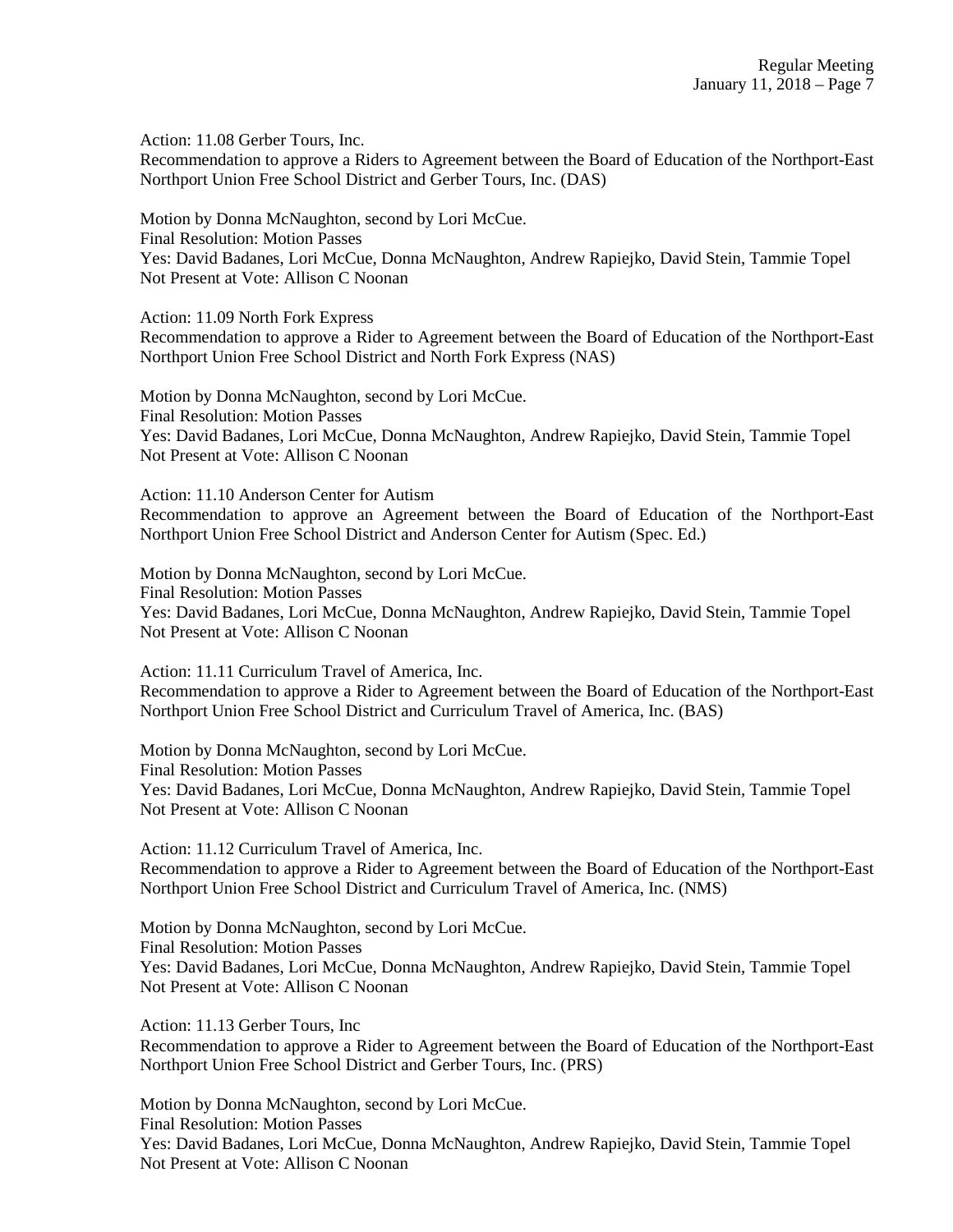Action: 11.08 Gerber Tours, Inc.
Recommendation to approve a Riders to Agreement between the Board of Education of the Northport-East Northport Union Free School District and Gerber Tours, Inc. (DAS)

Motion by Donna McNaughton, second by Lori McCue.
Final Resolution: Motion Passes
Yes: David Badanes, Lori McCue, Donna McNaughton, Andrew Rapiejko, David Stein, Tammie Topel
Not Present at Vote: Allison C Noonan

Action: 11.09 North Fork Express
Recommendation to approve a Rider to Agreement between the Board of Education of the Northport-East Northport Union Free School District and North Fork Express (NAS)

Motion by Donna McNaughton, second by Lori McCue.
Final Resolution: Motion Passes
Yes: David Badanes, Lori McCue, Donna McNaughton, Andrew Rapiejko, David Stein, Tammie Topel
Not Present at Vote: Allison C Noonan

Action: 11.10 Anderson Center for Autism
Recommendation to approve an Agreement between the Board of Education of the Northport-East Northport Union Free School District and Anderson Center for Autism (Spec. Ed.)

Motion by Donna McNaughton, second by Lori McCue.
Final Resolution: Motion Passes
Yes: David Badanes, Lori McCue, Donna McNaughton, Andrew Rapiejko, David Stein, Tammie Topel
Not Present at Vote: Allison C Noonan

Action: 11.11 Curriculum Travel of America, Inc.
Recommendation to approve a Rider to Agreement between the Board of Education of the Northport-East Northport Union Free School District and Curriculum Travel of America, Inc. (BAS)

Motion by Donna McNaughton, second by Lori McCue.
Final Resolution: Motion Passes
Yes: David Badanes, Lori McCue, Donna McNaughton, Andrew Rapiejko, David Stein, Tammie Topel
Not Present at Vote: Allison C Noonan

Action: 11.12 Curriculum Travel of America, Inc.
Recommendation to approve a Rider to Agreement between the Board of Education of the Northport-East Northport Union Free School District and Curriculum Travel of America, Inc. (NMS)

Motion by Donna McNaughton, second by Lori McCue.
Final Resolution: Motion Passes
Yes: David Badanes, Lori McCue, Donna McNaughton, Andrew Rapiejko, David Stein, Tammie Topel
Not Present at Vote: Allison C Noonan

Action: 11.13 Gerber Tours, Inc
Recommendation to approve a Rider to Agreement between the Board of Education of the Northport-East Northport Union Free School District and Gerber Tours, Inc. (PRS)

Motion by Donna McNaughton, second by Lori McCue.
Final Resolution: Motion Passes
Yes: David Badanes, Lori McCue, Donna McNaughton, Andrew Rapiejko, David Stein, Tammie Topel
Not Present at Vote: Allison C Noonan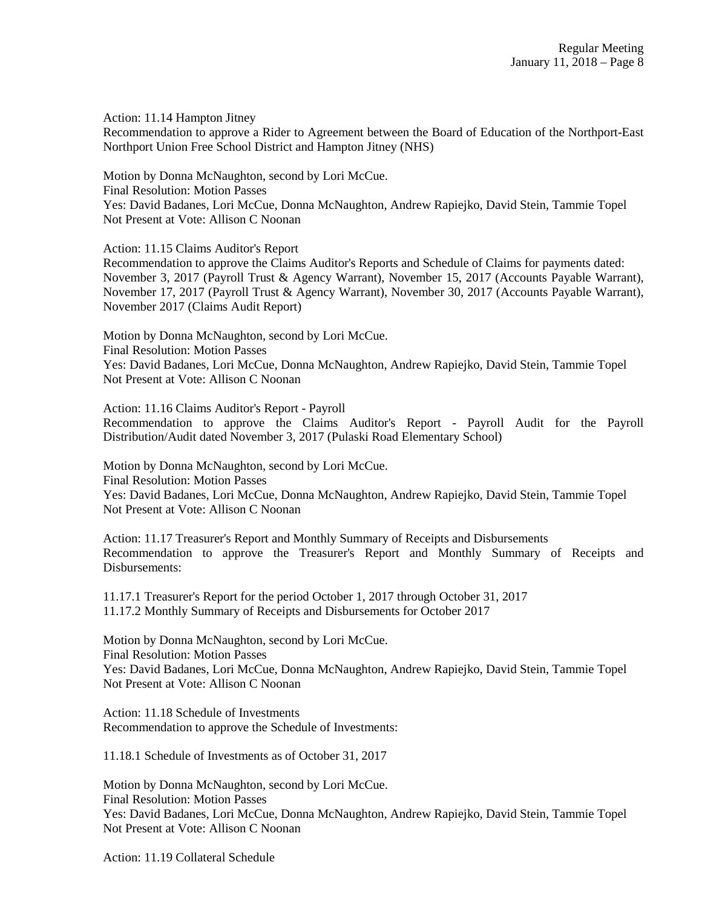Action: 11.14 Hampton Jitney
Recommendation to approve a Rider to Agreement between the Board of Education of the Northport-East Northport Union Free School District and Hampton Jitney (NHS)

Motion by Donna McNaughton, second by Lori McCue.
Final Resolution: Motion Passes
Yes: David Badanes, Lori McCue, Donna McNaughton, Andrew Rapiejko, David Stein, Tammie Topel
Not Present at Vote: Allison C Noonan

Action: 11.15 Claims Auditor's Report
Recommendation to approve the Claims Auditor's Reports and Schedule of Claims for payments dated: November 3, 2017 (Payroll Trust & Agency Warrant), November 15, 2017 (Accounts Payable Warrant), November 17, 2017 (Payroll Trust & Agency Warrant), November 30, 2017 (Accounts Payable Warrant), November 2017 (Claims Audit Report)

Motion by Donna McNaughton, second by Lori McCue.
Final Resolution: Motion Passes
Yes: David Badanes, Lori McCue, Donna McNaughton, Andrew Rapiejko, David Stein, Tammie Topel
Not Present at Vote: Allison C Noonan

Action: 11.16 Claims Auditor's Report - Payroll
Recommendation to approve the Claims Auditor's Report - Payroll Audit for the Payroll Distribution/Audit dated November 3, 2017 (Pulaski Road Elementary School)

Motion by Donna McNaughton, second by Lori McCue.
Final Resolution: Motion Passes
Yes: David Badanes, Lori McCue, Donna McNaughton, Andrew Rapiejko, David Stein, Tammie Topel
Not Present at Vote: Allison C Noonan

Action: 11.17 Treasurer's Report and Monthly Summary of Receipts and Disbursements
Recommendation to approve the Treasurer's Report and Monthly Summary of Receipts and Disbursements:

11.17.1 Treasurer's Report for the period October 1, 2017 through October 31, 2017
11.17.2 Monthly Summary of Receipts and Disbursements for October 2017

Motion by Donna McNaughton, second by Lori McCue.
Final Resolution: Motion Passes
Yes: David Badanes, Lori McCue, Donna McNaughton, Andrew Rapiejko, David Stein, Tammie Topel
Not Present at Vote: Allison C Noonan

Action: 11.18 Schedule of Investments
Recommendation to approve the Schedule of Investments:

11.18.1 Schedule of Investments as of October 31, 2017

Motion by Donna McNaughton, second by Lori McCue.
Final Resolution: Motion Passes
Yes: David Badanes, Lori McCue, Donna McNaughton, Andrew Rapiejko, David Stein, Tammie Topel
Not Present at Vote: Allison C Noonan

Action: 11.19 Collateral Schedule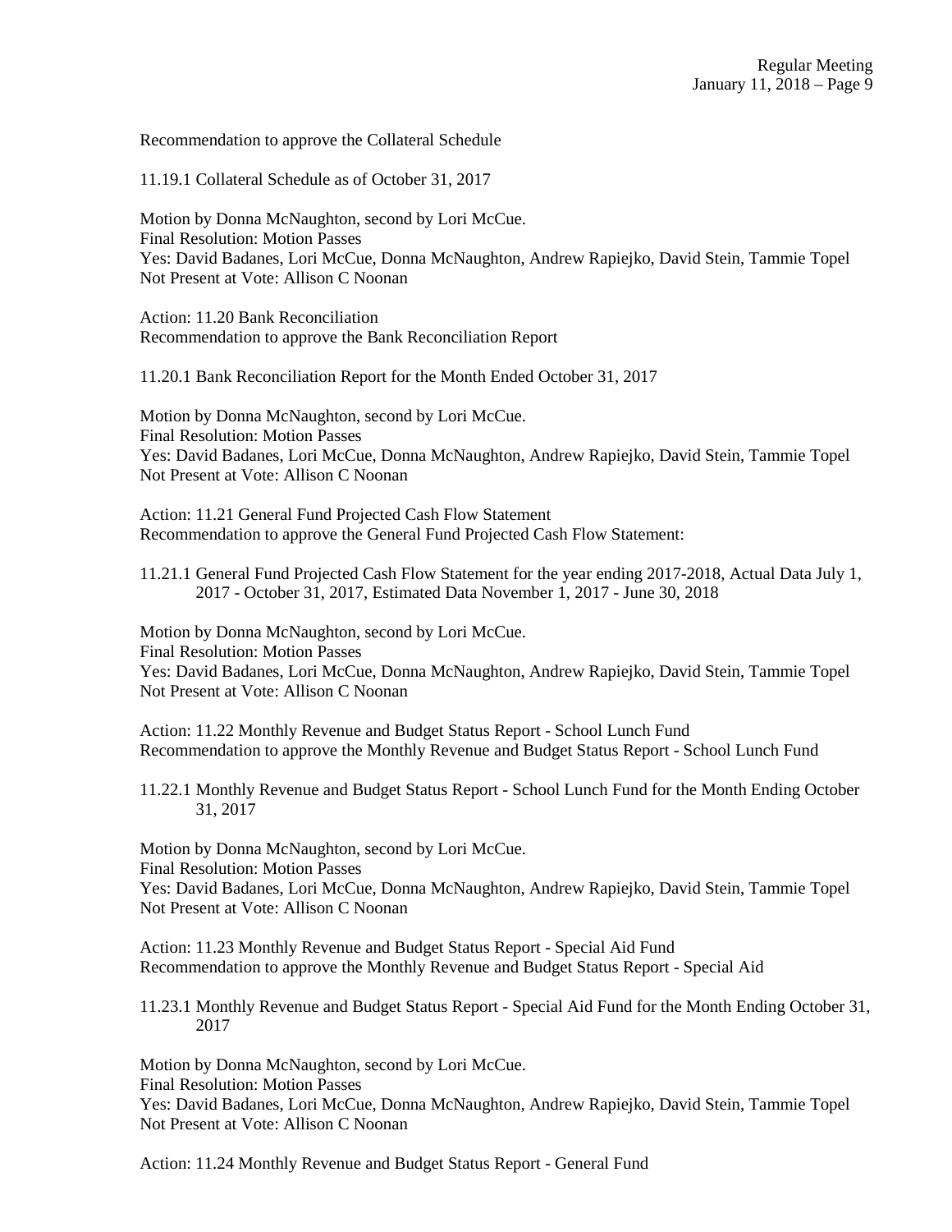Recommendation to approve the Collateral Schedule

11.19.1 Collateral Schedule as of October 31, 2017

Motion by Donna McNaughton, second by Lori McCue.
Final Resolution: Motion Passes
Yes: David Badanes, Lori McCue, Donna McNaughton, Andrew Rapiejko, David Stein, Tammie Topel
Not Present at Vote: Allison C Noonan

Action: 11.20 Bank Reconciliation
Recommendation to approve the Bank Reconciliation Report

11.20.1 Bank Reconciliation Report for the Month Ended October 31, 2017

Motion by Donna McNaughton, second by Lori McCue.
Final Resolution: Motion Passes
Yes: David Badanes, Lori McCue, Donna McNaughton, Andrew Rapiejko, David Stein, Tammie Topel
Not Present at Vote: Allison C Noonan

Action: 11.21 General Fund Projected Cash Flow Statement
Recommendation to approve the General Fund Projected Cash Flow Statement:

11.21.1 General Fund Projected Cash Flow Statement for the year ending 2017-2018, Actual Data July 1, 2017 - October 31, 2017, Estimated Data November 1, 2017 - June 30, 2018

Motion by Donna McNaughton, second by Lori McCue.
Final Resolution: Motion Passes
Yes: David Badanes, Lori McCue, Donna McNaughton, Andrew Rapiejko, David Stein, Tammie Topel
Not Present at Vote: Allison C Noonan

Action: 11.22 Monthly Revenue and Budget Status Report - School Lunch Fund
Recommendation to approve the Monthly Revenue and Budget Status Report - School Lunch Fund

11.22.1 Monthly Revenue and Budget Status Report - School Lunch Fund for the Month Ending October 31, 2017

Motion by Donna McNaughton, second by Lori McCue.
Final Resolution: Motion Passes
Yes: David Badanes, Lori McCue, Donna McNaughton, Andrew Rapiejko, David Stein, Tammie Topel
Not Present at Vote: Allison C Noonan

Action: 11.23 Monthly Revenue and Budget Status Report - Special Aid Fund
Recommendation to approve the Monthly Revenue and Budget Status Report - Special Aid

11.23.1 Monthly Revenue and Budget Status Report - Special Aid Fund for the Month Ending October 31, 2017

Motion by Donna McNaughton, second by Lori McCue.
Final Resolution: Motion Passes
Yes: David Badanes, Lori McCue, Donna McNaughton, Andrew Rapiejko, David Stein, Tammie Topel
Not Present at Vote: Allison C Noonan

Action: 11.24 Monthly Revenue and Budget Status Report - General Fund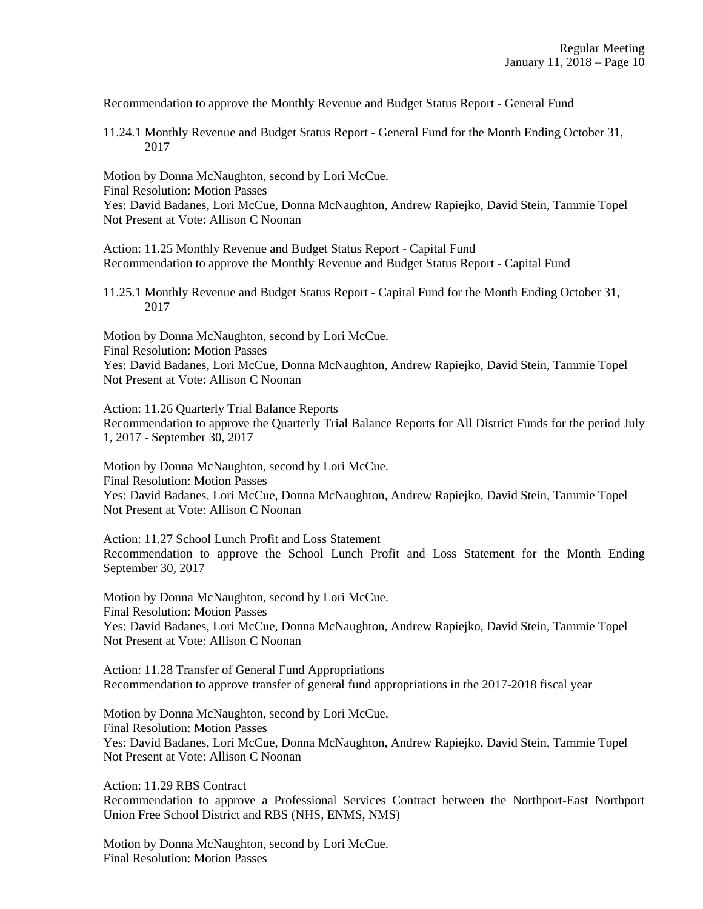Recommendation to approve the Monthly Revenue and Budget Status Report - General Fund

11.24.1 Monthly Revenue and Budget Status Report - General Fund for the Month Ending October 31, 2017

Motion by Donna McNaughton, second by Lori McCue.
Final Resolution: Motion Passes
Yes: David Badanes, Lori McCue, Donna McNaughton, Andrew Rapiejko, David Stein, Tammie Topel
Not Present at Vote: Allison C Noonan

Action: 11.25 Monthly Revenue and Budget Status Report - Capital Fund
Recommendation to approve the Monthly Revenue and Budget Status Report - Capital Fund

11.25.1 Monthly Revenue and Budget Status Report - Capital Fund for the Month Ending October 31, 2017

Motion by Donna McNaughton, second by Lori McCue.
Final Resolution: Motion Passes
Yes: David Badanes, Lori McCue, Donna McNaughton, Andrew Rapiejko, David Stein, Tammie Topel
Not Present at Vote: Allison C Noonan

Action: 11.26 Quarterly Trial Balance Reports
Recommendation to approve the Quarterly Trial Balance Reports for All District Funds for the period July 1, 2017 - September 30, 2017

Motion by Donna McNaughton, second by Lori McCue.
Final Resolution: Motion Passes
Yes: David Badanes, Lori McCue, Donna McNaughton, Andrew Rapiejko, David Stein, Tammie Topel
Not Present at Vote: Allison C Noonan

Action: 11.27 School Lunch Profit and Loss Statement
Recommendation to approve the School Lunch Profit and Loss Statement for the Month Ending September 30, 2017

Motion by Donna McNaughton, second by Lori McCue.
Final Resolution: Motion Passes
Yes: David Badanes, Lori McCue, Donna McNaughton, Andrew Rapiejko, David Stein, Tammie Topel
Not Present at Vote: Allison C Noonan

Action: 11.28 Transfer of General Fund Appropriations
Recommendation to approve transfer of general fund appropriations in the 2017-2018 fiscal year

Motion by Donna McNaughton, second by Lori McCue.
Final Resolution: Motion Passes
Yes: David Badanes, Lori McCue, Donna McNaughton, Andrew Rapiejko, David Stein, Tammie Topel
Not Present at Vote: Allison C Noonan

Action: 11.29 RBS Contract
Recommendation to approve a Professional Services Contract between the Northport-East Northport Union Free School District and RBS (NHS, ENMS, NMS)

Motion by Donna McNaughton, second by Lori McCue.
Final Resolution: Motion Passes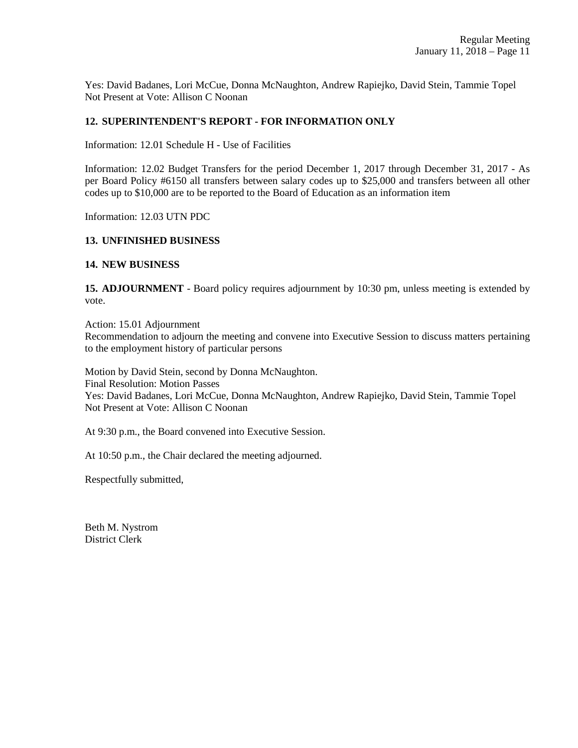Yes: David Badanes, Lori McCue, Donna McNaughton, Andrew Rapiejko, David Stein, Tammie Topel
Not Present at Vote: Allison C Noonan

**12. SUPERINTENDENT'S REPORT - FOR INFORMATION ONLY**

Information: 12.01 Schedule H - Use of Facilities

Information: 12.02 Budget Transfers for the period December 1, 2017 through December 31, 2017 - As per Board Policy #6150 all transfers between salary codes up to $25,000 and transfers between all other codes up to $10,000 are to be reported to the Board of Education as an information item

Information: 12.03 UTN PDC

**13. UNFINISHED BUSINESS**

**14. NEW BUSINESS**

**15. ADJOURNMENT** - Board policy requires adjournment by 10:30 pm, unless meeting is extended by vote.

Action: 15.01 Adjournment
Recommendation to adjourn the meeting and convene into Executive Session to discuss matters pertaining to the employment history of particular persons

Motion by David Stein, second by Donna McNaughton.
Final Resolution: Motion Passes
Yes: David Badanes, Lori McCue, Donna McNaughton, Andrew Rapiejko, David Stein, Tammie Topel
Not Present at Vote: Allison C Noonan

At 9:30 p.m., the Board convened into Executive Session.

At 10:50 p.m., the Chair declared the meeting adjourned.

Respectfully submitted,

Beth M. Nystrom
District Clerk